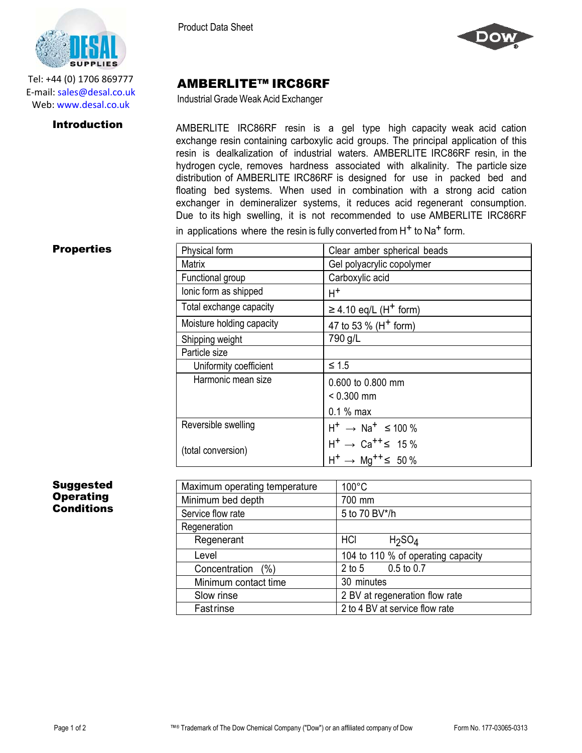Tel: +44 (0) 1706 869777
E-mail: sales@desal.co.uk
Web: www.desal.co.uk

Product Data Sheet

# AMBERLITE™ IRC86RF

Industrial Grade Weak Acid Exchanger

## Introduction

AMBERLITE IRC86RF resin is a gel type high capacity weak acid cation exchange resin containing carboxylic acid groups. The principal application of this resin is dealkalization of industrial waters. AMBERLITE IRC86RF resin, in the hydrogen cycle, removes hardness associated with alkalinity. The particle size distribution of AMBERLITE IRC86RF is designed for use in packed bed and floating bed systems. When used in combination with a strong acid cation exchanger in demineralizer systems, it reduces acid regenerant consumption. Due to its high swelling, it is not recommended to use AMBERLITE IRC86RF in applications where the resin is fully converted from $H^+$ to $Na^+$ form.

## Properties

| | |
|---|---|
| Physical form | Clear amber spherical beads |
| Matrix | Gel polyacrylic copolymer |
| Functional group | Carboxylic acid |
| Ionic form as shipped | $H^+$ |
| Total exchange capacity | ≥ 4.10 eq/L ($H^+$ form) |
| Moisture holding capacity | 47 to 53 % ($H^+$ form) |
| Shipping weight | 790 g/L |
| Particle size | |
| Uniformity coefficient | ≤ 1.5 |
| Harmonic mean size | 0.600 to 0.800 mm<br>< 0.300 mm<br>0.1 % max |
| Reversible swelling<br>(total conversion) | $H^+ \rightarrow Na^+$ ≤ 100 %<br>$H^+ \rightarrow Ca^{++}$ ≤ 15 %<br>$H^+ \rightarrow Mg^{++}$ ≤ 50 % |

## Suggested Operating Conditions

| | | |
|---|---|---|
| Maximum operating temperature | 100°C | |
| Minimum bed depth | 700 mm | |
| Service flow rate | 5 to 70 BV*/h | |
| Regeneration | | |
| Regenerant | HCl | $H_2SO_4$ |
| Level | 104 to 110 % of operating capacity | |
| Concentration (%) | 2 to 5 | 0.5 to 0.7 |
| Minimum contact time | 30 minutes | |
| Slow rinse | 2 BV at regeneration flow rate | |
| Fast rinse | 2 to 4 BV at service flow rate | |

™® Trademark of The Dow Chemical Company ("Dow") or an affiliated company of Dow

Form No. 177-03065-0313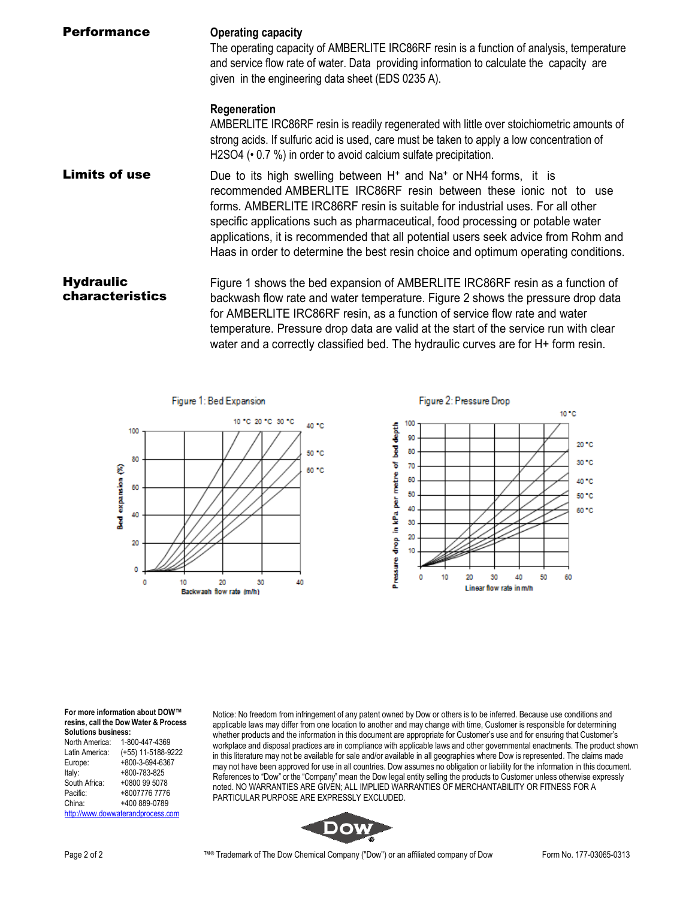## Performance

### Operating capacity

The operating capacity of AMBERLITE IRC86RF resin is a function of analysis, temperature and service flow rate of water. Data providing information to calculate the capacity are given in the engineering data sheet (EDS 0235 A).

### Regeneration

AMBERLITE IRC86RF resin is readily regenerated with little over stoichiometric amounts of strong acids. If sulfuric acid is used, care must be taken to apply a low concentration of $H_2SO_4$ (• 0.7 %) in order to avoid calcium sulfate precipitation.

## Limits of use

Due to its high swelling between $H^+$ and $Na^+$ or NH4 forms, it is recommended AMBERLITE IRC86RF resin between these ionic not to use forms. AMBERLITE IRC86RF resin is suitable for industrial uses. For all other specific applications such as pharmaceutical, food processing or potable water applications, it is recommended that all potential users seek advice from Rohm and Haas in order to determine the best resin choice and optimum operating conditions.

## Hydraulic characteristics

Figure 1 shows the bed expansion of AMBERLITE IRC86RF resin as a function of backwash flow rate and water temperature. Figure 2 shows the pressure drop data for AMBERLITE IRC86RF resin, as a function of service flow rate and water temperature. Pressure drop data are valid at the start of the service run with clear water and a correctly classified bed. The hydraulic curves are for H+ form resin.

Figure 1: Bed Expansion

10 °C 20 °C 30 °C 40 °C 50 °C 60 °C

Bed expansion (%)

0 20 40 60 80 100

0 10 20 30 40

Backwash flow rate (m/h)

Figure 2: Pressure Drop

10 °C 20 °C 30 °C 40 °C 50 °C 60 °C

Pressure drop in kPa per metre of bed depth

10 20 30 40 50 60 70 80 90 100

0 10 20 30 40 50 60

Linear flow rate in m/h

**For more information about DOW™ resins, call the Dow Water & Process Solutions business:**

North America: 1-800-447-4369
Latin America: (+55) 11-5188-9222
Europe: +800-3-694-6367
Italy: +800-783-825
South Africa: +0800 99 5078
Pacific: +8007776 7776
China: +400 889-0789
http://www.dowwaterandprocess.com

Notice: No freedom from infringement of any patent owned by Dow or others is to be inferred. Because use conditions and applicable laws may differ from one location to another and may change with time, Customer is responsible for determining whether products and the information in this document are appropriate for Customer's use and for ensuring that Customer's workplace and disposal practices are in compliance with applicable laws and other governmental enactments. The product shown in this literature may not be available for sale and/or available in all geographies where Dow is represented. The claims made may not have been approved for use in all countries. Dow assumes no obligation or liability for the information in this document. References to "Dow" or the "Company" mean the Dow legal entity selling the products to Customer unless otherwise expressly noted. NO WARRANTIES ARE GIVEN; ALL IMPLIED WARRANTIES OF MERCHANTABILITY OR FITNESS FOR A PARTICULAR PURPOSE ARE EXPRESSLY EXCLUDED.

™® Trademark of The Dow Chemical Company ("Dow") or an affiliated company of Dow

Form No. 177-03065-0313